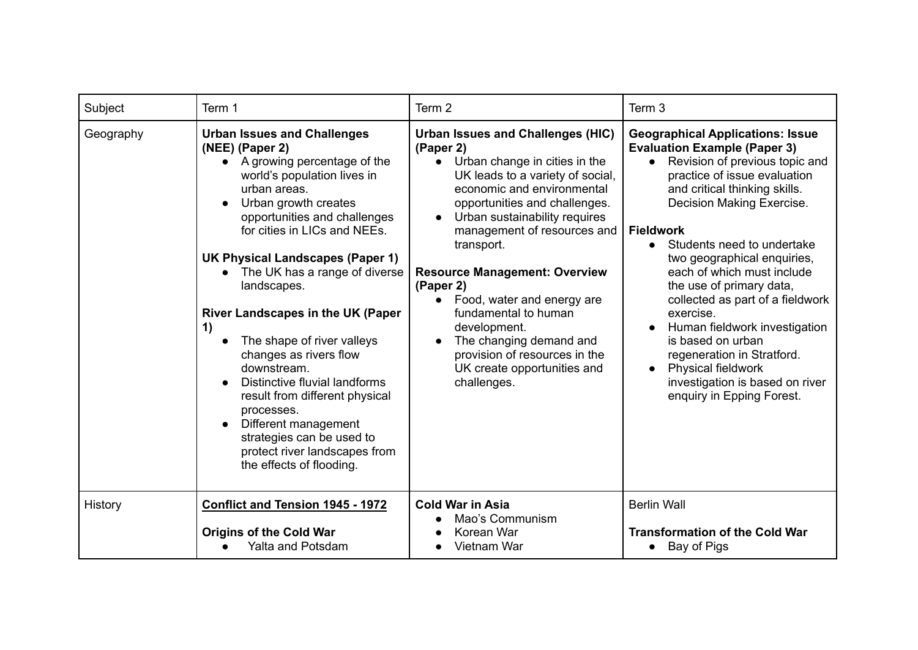| Subject | Term 1 | Term 2 | Term 3 |
|---|---|---|---|
| Geography | **Urban Issues and Challenges (NEE) (Paper 2)**<br>• A growing percentage of the world's population lives in urban areas.<br>• Urban growth creates opportunities and challenges for cities in LICs and NEEs.<br><br>**UK Physical Landscapes (Paper 1)**<br>• The UK has a range of diverse landscapes.<br><br>**River Landscapes in the UK (Paper 1)**<br>• The shape of river valleys changes as rivers flow downstream.<br>• Distinctive fluvial landforms result from different physical processes.<br>• Different management strategies can be used to protect river landscapes from the effects of flooding. | **Urban Issues and Challenges (HIC) (Paper 2)**<br>• Urban change in cities in the UK leads to a variety of social, economic and environmental opportunities and challenges.<br>• Urban sustainability requires management of resources and transport.<br><br>**Resource Management: Overview (Paper 2)**<br>• Food, water and energy are fundamental to human development.<br>• The changing demand and provision of resources in the UK create opportunities and challenges. | **Geographical Applications: Issue Evaluation Example (Paper 3)**<br>• Revision of previous topic and practice of issue evaluation and critical thinking skills. Decision Making Exercise.<br><br>**Fieldwork**<br>• Students need to undertake two geographical enquiries, each of which must include the use of primary data, collected as part of a fieldwork exercise.<br>• Human fieldwork investigation is based on urban regeneration in Stratford.<br>• Physical fieldwork investigation is based on river enquiry in Epping Forest. |
| History | <u>**Conflict and Tension 1945 - 1972**</u><br><br>**Origins of the Cold War**<br>• Yalta and Potsdam | **Cold War in Asia**<br>• Mao's Communism<br>• Korean War<br>• Vietnam War | Berlin Wall<br><br>**Transformation of the Cold War**<br>• Bay of Pigs |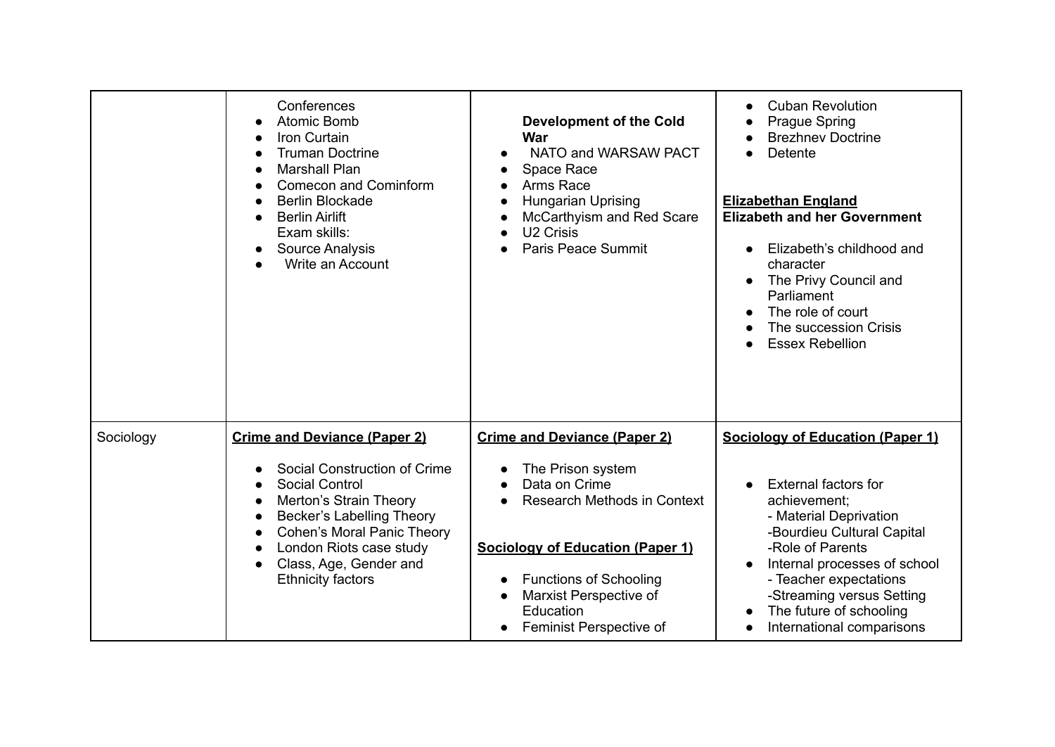| | | | |
|---|---|---|---|
| | Conferences<br>• Atomic Bomb<br>• Iron Curtain<br>• Truman Doctrine<br>• Marshall Plan<br>• Comecon and Cominform<br>• Berlin Blockade<br>• Berlin Airlift<br>Exam skills:<br>• Source Analysis<br>• Write an Account | **Development of the Cold War**<br>• NATO and WARSAW PACT<br>• Space Race<br>• Arms Race<br>• Hungarian Uprising<br>• McCarthyism and Red Scare<br>• U2 Crisis<br>• Paris Peace Summit | • Cuban Revolution<br>• Prague Spring<br>• Brezhnev Doctrine<br>• Detente<br><br>**<u>Elizabethan England</u>**<br>**Elizabeth and her Government**<br>• Elizabeth's childhood and character<br>• The Privy Council and Parliament<br>• The role of court<br>• The succession Crisis<br>• Essex Rebellion |
| Sociology | **<u>Crime and Deviance (Paper 2)</u>**<br>• Social Construction of Crime<br>• Social Control<br>• Merton's Strain Theory<br>• Becker's Labelling Theory<br>• Cohen's Moral Panic Theory<br>• London Riots case study<br>• Class, Age, Gender and Ethnicity factors | **<u>Crime and Deviance (Paper 2)</u>**<br>• The Prison system<br>• Data on Crime<br>• Research Methods in Context<br><br>**<u>Sociology of Education (Paper 1)</u>**<br>• Functions of Schooling<br>• Marxist Perspective of Education<br>• Feminist Perspective of | **<u>Sociology of Education (Paper 1)</u>**<br>• External factors for achievement;<br>- Material Deprivation<br>-Bourdieu Cultural Capital<br>-Role of Parents<br>• Internal processes of school<br>- Teacher expectations<br>-Streaming versus Setting<br>• The future of schooling<br>• International comparisons |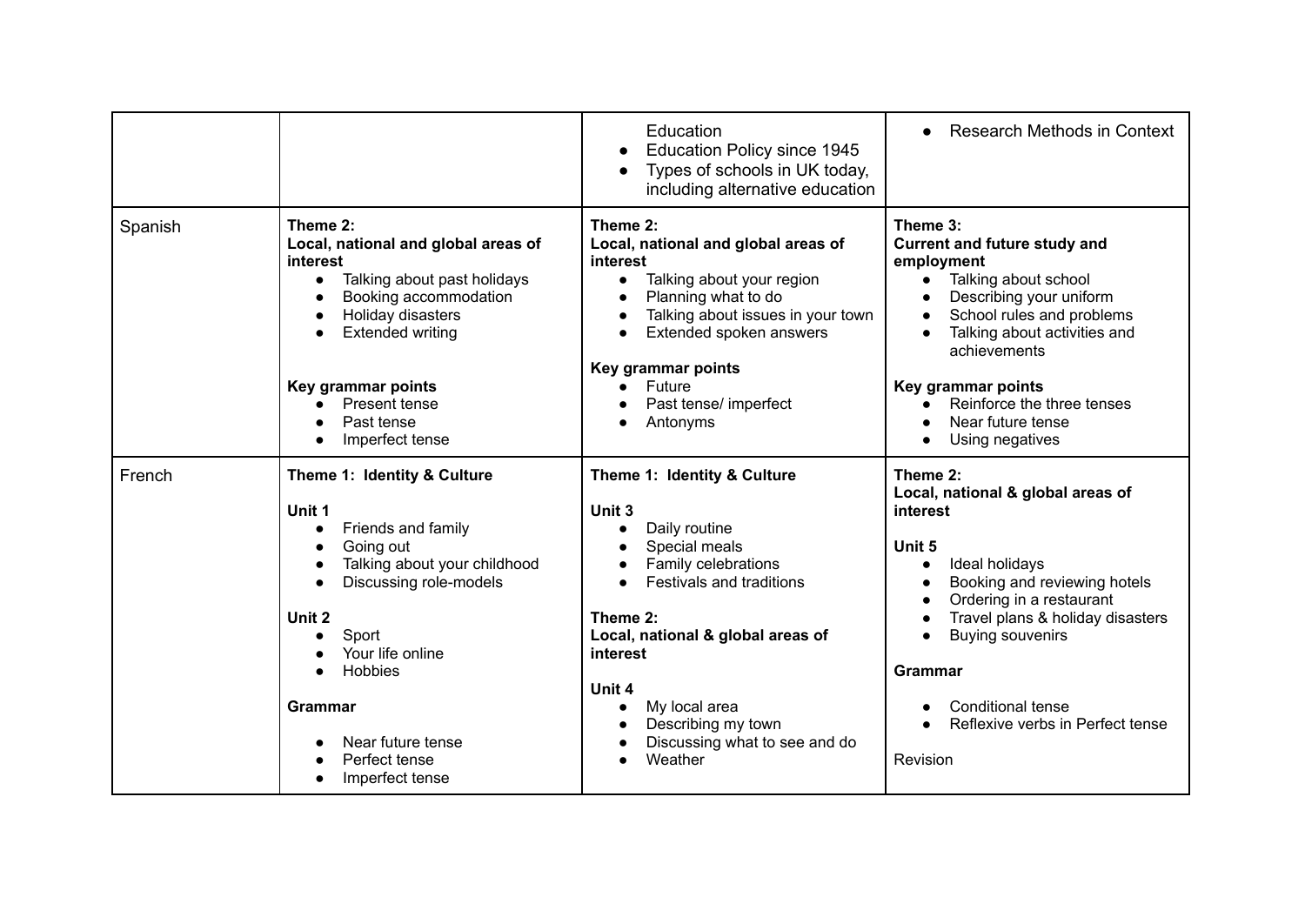| | | | |
|---|---|---|---|
| | | Education<br>• Education Policy since 1945<br>• Types of schools in UK today, including alternative education | • Research Methods in Context |
| Spanish | **Theme 2:**<br>**Local, national and global areas of interest**<br>• Talking about past holidays<br>• Booking accommodation<br>• Holiday disasters<br>• Extended writing<br><br>**Key grammar points**<br>• Present tense<br>• Past tense<br>• Imperfect tense | **Theme 2:**<br>**Local, national and global areas of interest**<br>• Talking about your region<br>• Planning what to do<br>• Talking about issues in your town<br>• Extended spoken answers<br><br>**Key grammar points**<br>• Future<br>• Past tense/ imperfect<br>• Antonyms | **Theme 3:**<br>**Current and future study and employment**<br>• Talking about school<br>• Describing your uniform<br>• School rules and problems<br>• Talking about activities and achievements<br><br>**Key grammar points**<br>• Reinforce the three tenses<br>• Near future tense<br>• Using negatives |
| French | **Theme 1: Identity & Culture**<br><br>**Unit 1**<br>• Friends and family<br>• Going out<br>• Talking about your childhood<br>• Discussing role-models<br><br>**Unit 2**<br>• Sport<br>• Your life online<br>• Hobbies<br><br>**Grammar**<br><br>• Near future tense<br>• Perfect tense<br>• Imperfect tense | **Theme 1: Identity & Culture**<br><br>**Unit 3**<br>• Daily routine<br>• Special meals<br>• Family celebrations<br>• Festivals and traditions<br><br>**Theme 2:**<br>**Local, national & global areas of interest**<br><br>**Unit 4**<br>• My local area<br>• Describing my town<br>• Discussing what to see and do<br>• Weather | **Theme 2:**<br>**Local, national & global areas of interest**<br><br>**Unit 5**<br>• Ideal holidays<br>• Booking and reviewing hotels<br>• Ordering in a restaurant<br>• Travel plans & holiday disasters<br>• Buying souvenirs<br><br>**Grammar**<br><br>• Conditional tense<br>• Reflexive verbs in Perfect tense<br><br>Revision |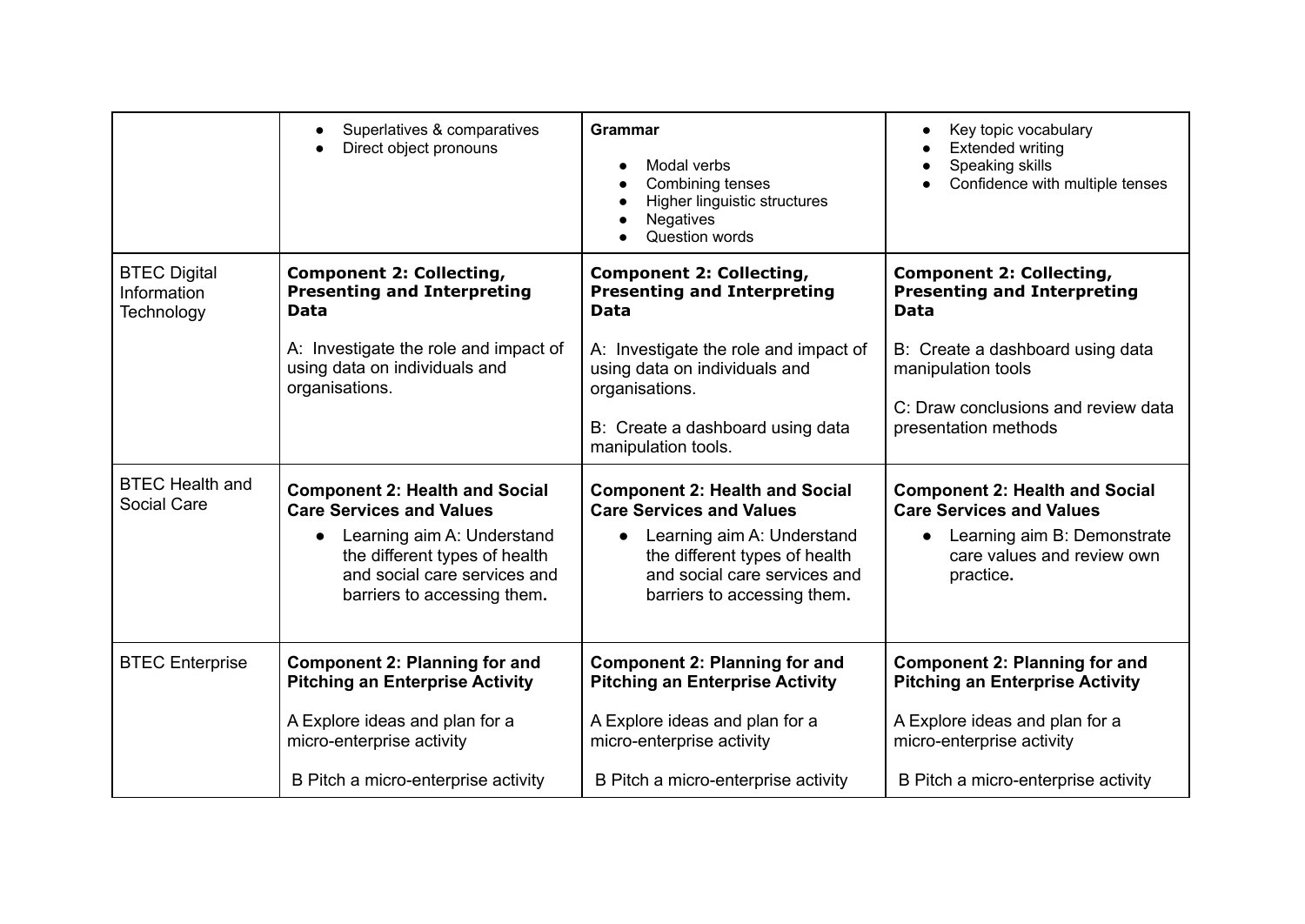| | | | |
|---|---|---|---|
| | <ul><li>Superlatives & comparatives</li><li>Direct object pronouns</li></ul> | **Grammar**<ul><li>Modal verbs</li><li>Combining tenses</li><li>Higher linguistic structures</li><li>Negatives</li><li>Question words</li></ul> | <ul><li>Key topic vocabulary</li><li>Extended writing</li><li>Speaking skills</li><li>Confidence with multiple tenses</li></ul> |
| BTEC Digital Information Technology | **Component 2: Collecting, Presenting and Interpreting Data**<br><br>A: Investigate the role and impact of using data on individuals and organisations. | **Component 2: Collecting, Presenting and Interpreting Data**<br><br>A: Investigate the role and impact of using data on individuals and organisations.<br><br>B: Create a dashboard using data manipulation tools. | **Component 2: Collecting, Presenting and Interpreting Data**<br><br>B: Create a dashboard using data manipulation tools<br><br>C: Draw conclusions and review data presentation methods |
| BTEC Health and Social Care | **Component 2: Health and Social Care Services and Values**<ul><li>Learning aim A: Understand the different types of health and social care services and barriers to accessing them.</li></ul> | **Component 2: Health and Social Care Services and Values**<ul><li>Learning aim A: Understand the different types of health and social care services and barriers to accessing them.</li></ul> | **Component 2: Health and Social Care Services and Values**<ul><li>Learning aim B: Demonstrate care values and review own practice.</li></ul> |
| BTEC Enterprise | **Component 2: Planning for and Pitching an Enterprise Activity**<br><br>A Explore ideas and plan for a micro-enterprise activity<br><br>B Pitch a micro-enterprise activity | **Component 2: Planning for and Pitching an Enterprise Activity**<br><br>A Explore ideas and plan for a micro-enterprise activity<br><br>B Pitch a micro-enterprise activity | **Component 2: Planning for and Pitching an Enterprise Activity**<br><br>A Explore ideas and plan for a micro-enterprise activity<br><br>B Pitch a micro-enterprise activity |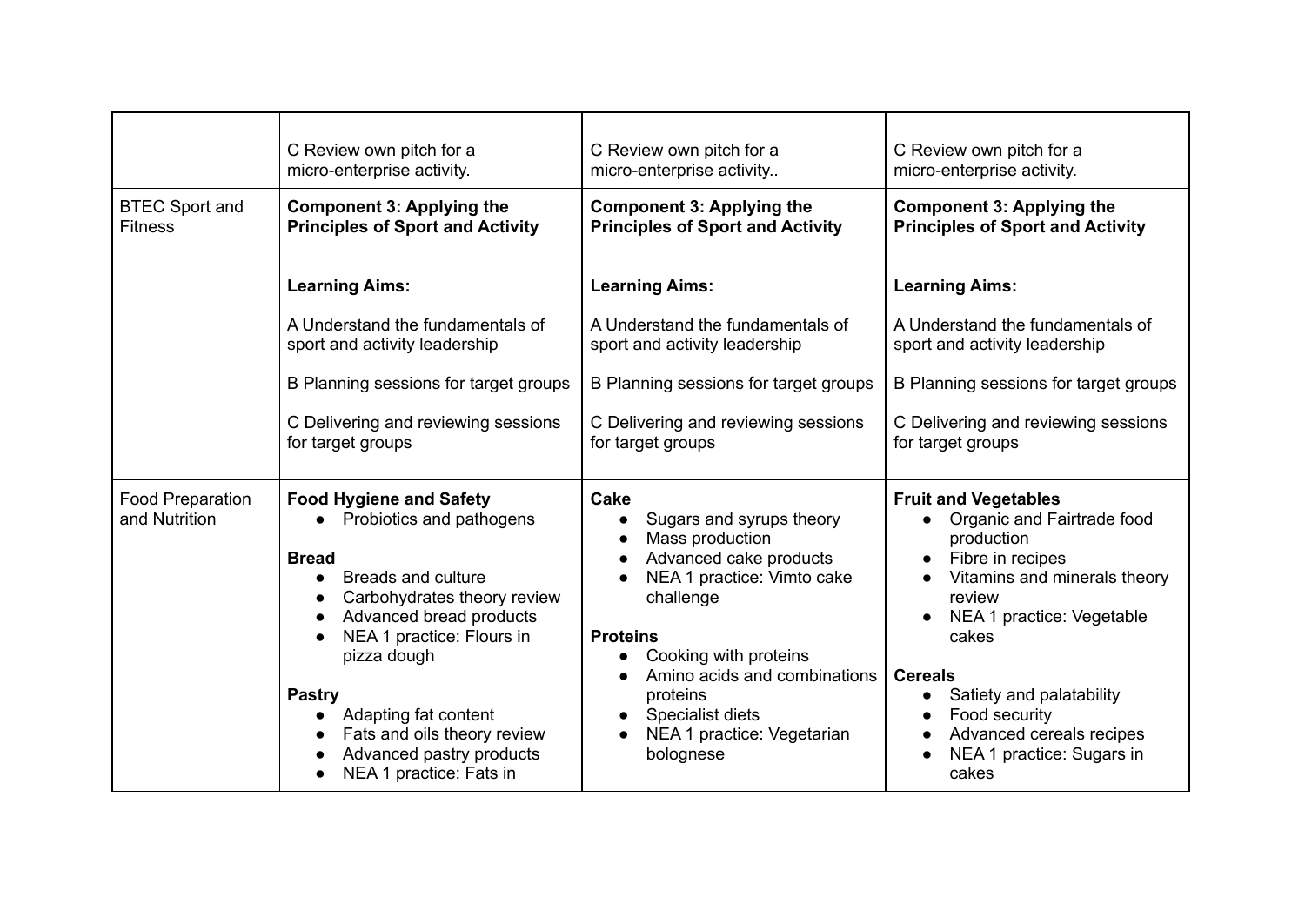| | | | |
|---|---|---|---|
| | C Review own pitch for a micro-enterprise activity. | C Review own pitch for a micro-enterprise activity.. | C Review own pitch for a micro-enterprise activity. |
| BTEC Sport and Fitness | **Component 3: Applying the Principles of Sport and Activity**<br><br>**Learning Aims:**<br><br>A Understand the fundamentals of sport and activity leadership<br><br>B Planning sessions for target groups<br><br>C Delivering and reviewing sessions for target groups | **Component 3: Applying the Principles of Sport and Activity**<br><br>**Learning Aims:**<br><br>A Understand the fundamentals of sport and activity leadership<br><br>B Planning sessions for target groups<br><br>C Delivering and reviewing sessions for target groups | **Component 3: Applying the Principles of Sport and Activity**<br><br>**Learning Aims:**<br><br>A Understand the fundamentals of sport and activity leadership<br><br>B Planning sessions for target groups<br><br>C Delivering and reviewing sessions for target groups |
| Food Preparation and Nutrition | **Food Hygiene and Safety**<br>• Probiotics and pathogens<br><br>**Bread**<br>• Breads and culture<br>• Carbohydrates theory review<br>• Advanced bread products<br>• NEA 1 practice: Flours in pizza dough<br><br>**Pastry**<br>• Adapting fat content<br>• Fats and oils theory review<br>• Advanced pastry products<br>• NEA 1 practice: Fats in | **Cake**<br>• Sugars and syrups theory<br>• Mass production<br>• Advanced cake products<br>• NEA 1 practice: Vimto cake challenge<br><br>**Proteins**<br>• Cooking with proteins<br>• Amino acids and combinations proteins<br>• Specialist diets<br>• NEA 1 practice: Vegetarian bolognese | **Fruit and Vegetables**<br>• Organic and Fairtrade food production<br>• Fibre in recipes<br>• Vitamins and minerals theory review<br>• NEA 1 practice: Vegetable cakes<br><br>**Cereals**<br>• Satiety and palatability<br>• Food security<br>• Advanced cereals recipes<br>• NEA 1 practice: Sugars in cakes |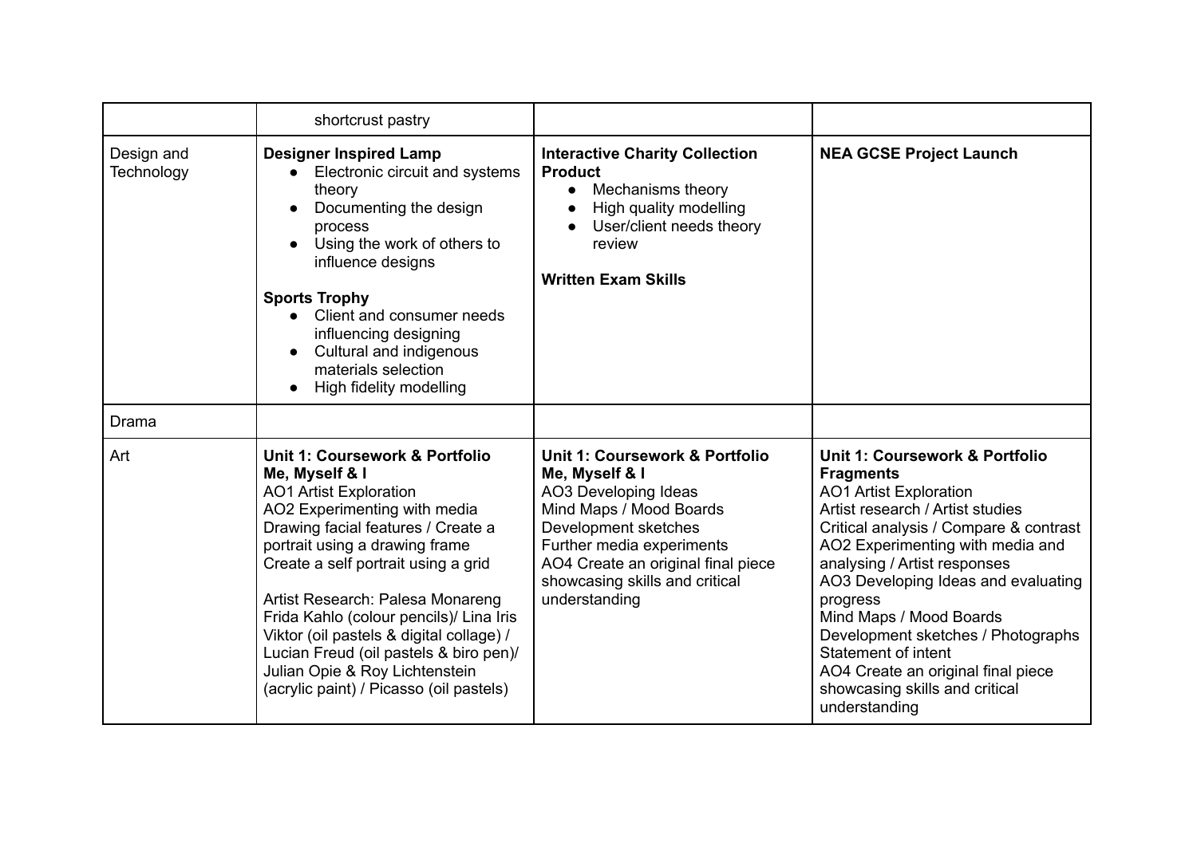| | | | |
|---|---|---|---|
| | shortcrust pastry | | |
| Design and Technology | **Designer Inspired Lamp**<br>• Electronic circuit and systems theory<br>• Documenting the design process<br>• Using the work of others to influence designs<br><br>**Sports Trophy**<br>• Client and consumer needs influencing designing<br>• Cultural and indigenous materials selection<br>• High fidelity modelling | **Interactive Charity Collection Product**<br>• Mechanisms theory<br>• High quality modelling<br>• User/client needs theory review<br><br>**Written Exam Skills** | **NEA GCSE Project Launch** |
| Drama | | | |
| Art | **Unit 1: Coursework & Portfolio Me, Myself & I**<br>AO1 Artist Exploration<br>AO2 Experimenting with media<br>Drawing facial features / Create a portrait using a drawing frame<br>Create a self portrait using a grid<br><br>Artist Research: Palesa Monareng Frida Kahlo (colour pencils)/ Lina Iris Viktor (oil pastels & digital collage) / Lucian Freud (oil pastels & biro pen)/ Julian Opie & Roy Lichtenstein (acrylic paint) / Picasso (oil pastels) | **Unit 1: Coursework & Portfolio Me, Myself & I**<br>AO3 Developing Ideas<br>Mind Maps / Mood Boards<br>Development sketches<br>Further media experiments<br>AO4 Create an original final piece showcasing skills and critical understanding | **Unit 1: Coursework & Portfolio Fragments**<br>AO1 Artist Exploration<br>Artist research / Artist studies<br>Critical analysis / Compare & contrast<br>AO2 Experimenting with media and analysing / Artist responses<br>AO3 Developing Ideas and evaluating progress<br>Mind Maps / Mood Boards<br>Development sketches / Photographs<br>Statement of intent<br>AO4 Create an original final piece showcasing skills and critical understanding |